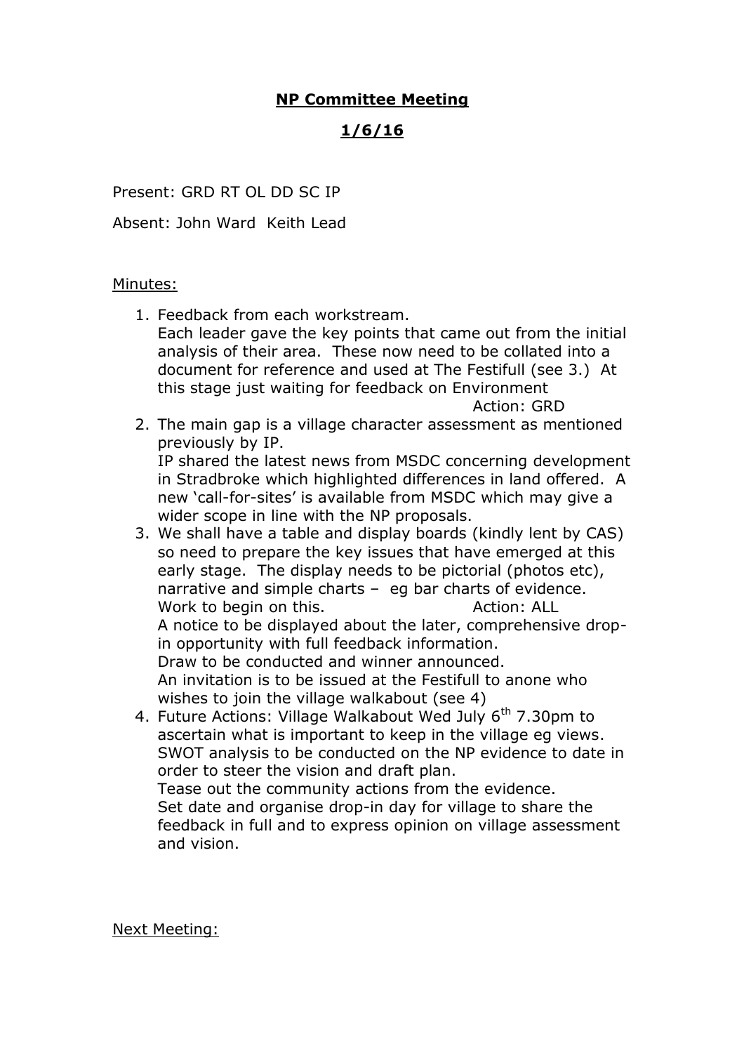# **NP Committee Meeting**

## **1/6/16**

Present: GRD RT OL DD SC IP

Absent: John Ward  Keith Lead

Minutes:

1. Feedback from each workstream.
   Each leader gave the key points that came out from the initial analysis of their area. These now need to be collated into a document for reference and used at The Festifull (see 3.) At this stage just waiting for feedback on Environment
   Action: GRD
2. The main gap is a village character assessment as mentioned previously by IP.
   IP shared the latest news from MSDC concerning development in Stradbroke which highlighted differences in land offered. A new 'call-for-sites' is available from MSDC which may give a wider scope in line with the NP proposals.
3. We shall have a table and display boards (kindly lent by CAS) so need to prepare the key issues that have emerged at this early stage. The display needs to be pictorial (photos etc), narrative and simple charts – eg bar charts of evidence.
   Work to begin on this.  Action: ALL
   A notice to be displayed about the later, comprehensive drop-in opportunity with full feedback information.
   Draw to be conducted and winner announced.
   An invitation is to be issued at the Festifull to anone who wishes to join the village walkabout (see 4)
4. Future Actions: Village Walkabout Wed July 6th 7.30pm to ascertain what is important to keep in the village eg views.
   SWOT analysis to be conducted on the NP evidence to date in order to steer the vision and draft plan.
   Tease out the community actions from the evidence.
   Set date and organise drop-in day for village to share the feedback in full and to express opinion on village assessment and vision.

Next Meeting: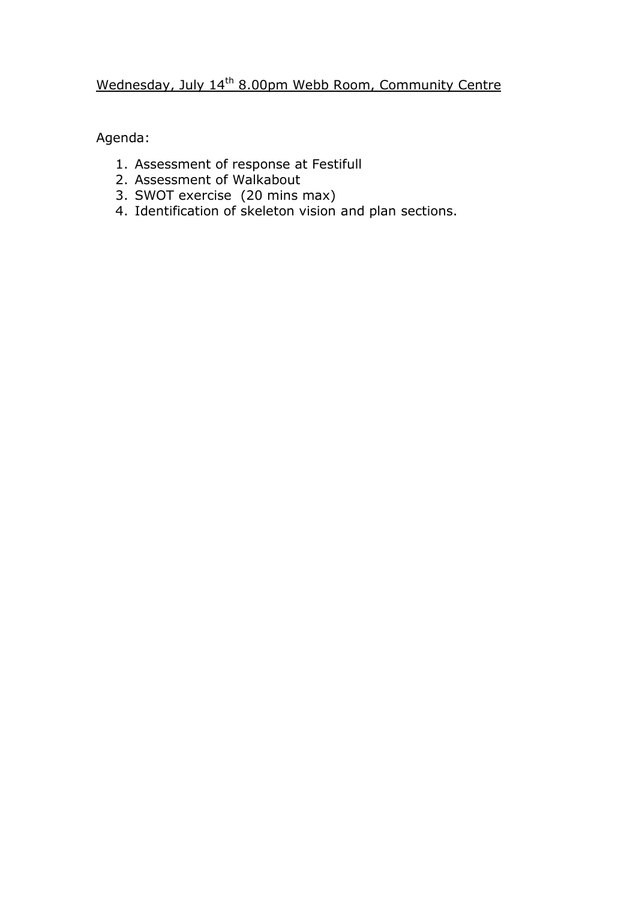<u>Wednesday, July 14th 8.00pm Webb Room, Community Centre</u>

Agenda:

1. Assessment of response at Festifull
2. Assessment of Walkabout
3. SWOT exercise (20 mins max)
4. Identification of skeleton vision and plan sections.